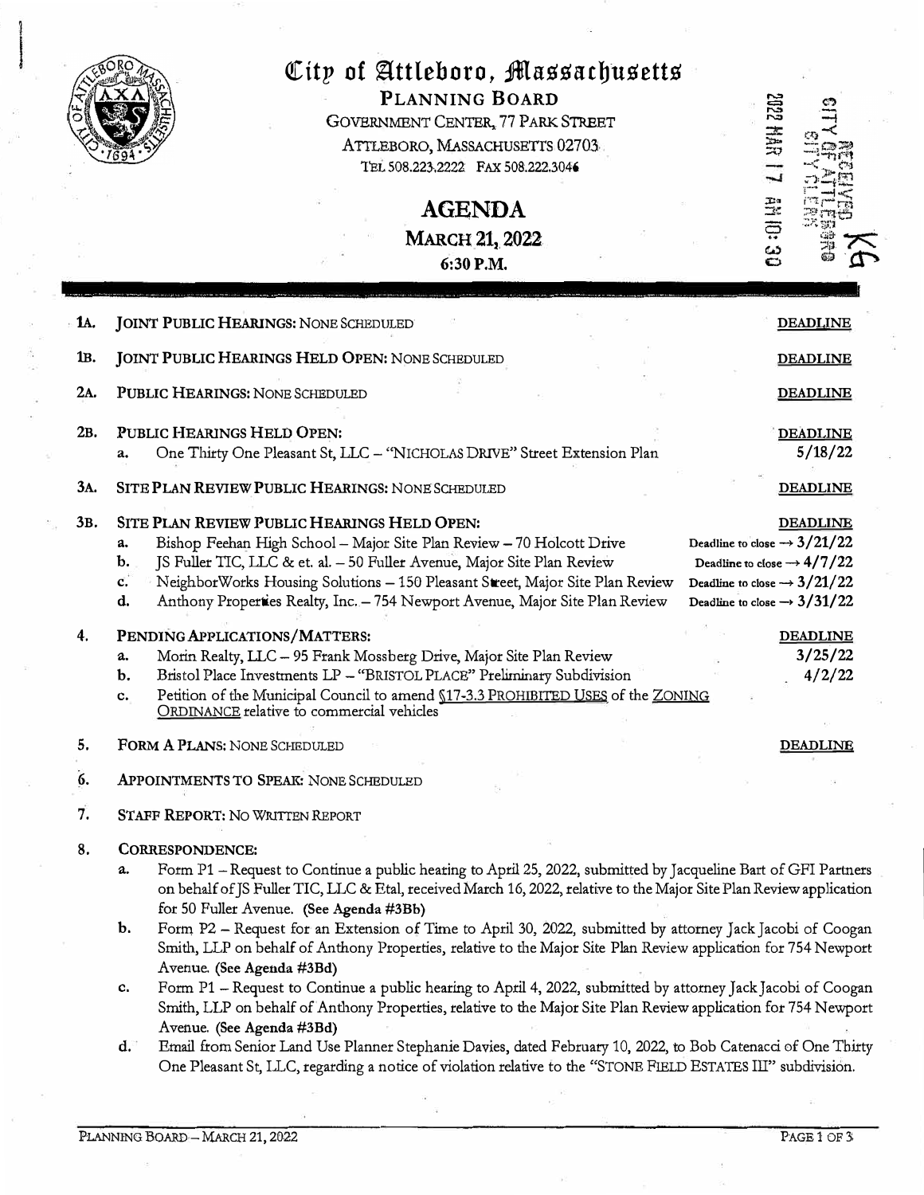# City of Attleboro, Massachusetts

**PLANNING BOARD**

GOVERNMENT CENTER, 77 PARK STREET

ATTLEBORO, MASSACHUSETTS 02703

TEL 508.223.2222 FAX 508.222.3046

RECEIVED CITY OF ATTLEBORO CITY CLERK 2022 MAR 17 AM 10:30

## AGENDA

**MARCH 21, 2022**

**6:30 P.M.**

---

**1A. JOINT PUBLIC HEARINGS:** NONE SCHEDULED — **DEADLINE**

**1B. JOINT PUBLIC HEARINGS HELD OPEN:** NONE SCHEDULED — **DEADLINE**

**2A. PUBLIC HEARINGS:** NONE SCHEDULED — **DEADLINE**

**2B. PUBLIC HEARINGS HELD OPEN:** — **DEADLINE**

- a. One Thirty One Pleasant St, LLC – "NICHOLAS DRIVE" Street Extension Plan — 5/18/22

**3A. SITE PLAN REVIEW PUBLIC HEARINGS:** NONE SCHEDULED — **DEADLINE**

**3B. SITE PLAN REVIEW PUBLIC HEARINGS HELD OPEN:** — **DEADLINE**

- a. Bishop Feehan High School – Major Site Plan Review – 70 Holcott Drive — Deadline to close → 3/21/22
- b. JS Fuller TIC, LLC & et. al. – 50 Fuller Avenue, Major Site Plan Review — Deadline to close → 4/7/22
- c. NeighborWorks Housing Solutions – 150 Pleasant Street, Major Site Plan Review — Deadline to close → 3/21/22
- d. Anthony Properties Realty, Inc. – 754 Newport Avenue, Major Site Plan Review — Deadline to close → 3/31/22

**4. PENDING APPLICATIONS/MATTERS:** — **DEADLINE**

- a. Morin Realty, LLC – 95 Frank Mossberg Drive, Major Site Plan Review — 3/25/22
- b. Bristol Place Investments LP – "BRISTOL PLACE" Preliminary Subdivision — 4/2/22
- c. Petition of the Municipal Council to amend §17-3.3 PROHIBITED USES of the ZONING ORDINANCE relative to commercial vehicles

**5. FORM A PLANS:** NONE SCHEDULED — **DEADLINE**

**6. APPOINTMENTS TO SPEAK:** NONE SCHEDULED

**7. STAFF REPORT:** NO WRITTEN REPORT

**8. CORRESPONDENCE:**

- a. Form P1 – Request to Continue a public hearing to April 25, 2022, submitted by Jacqueline Bart of GFI Partners on behalf of JS Fuller TIC, LLC & Etal, received March 16, 2022, relative to the Major Site Plan Review application for 50 Fuller Avenue. **(See Agenda #3Bb)**
- b. Form P2 – Request for an Extension of Time to April 30, 2022, submitted by attorney Jack Jacobi of Coogan Smith, LLP on behalf of Anthony Properties, relative to the Major Site Plan Review application for 754 Newport Avenue. **(See Agenda #3Bd)**
- c. Form P1 – Request to Continue a public hearing to April 4, 2022, submitted by attorney Jack Jacobi of Coogan Smith, LLP on behalf of Anthony Properties, relative to the Major Site Plan Review application for 754 Newport Avenue. **(See Agenda #3Bd)**
- d. Email from Senior Land Use Planner Stephanie Davies, dated February 10, 2022, to Bob Catenacci of One Thirty One Pleasant St, LLC, regarding a notice of violation relative to the "STONE FIELD ESTATES III" subdivision.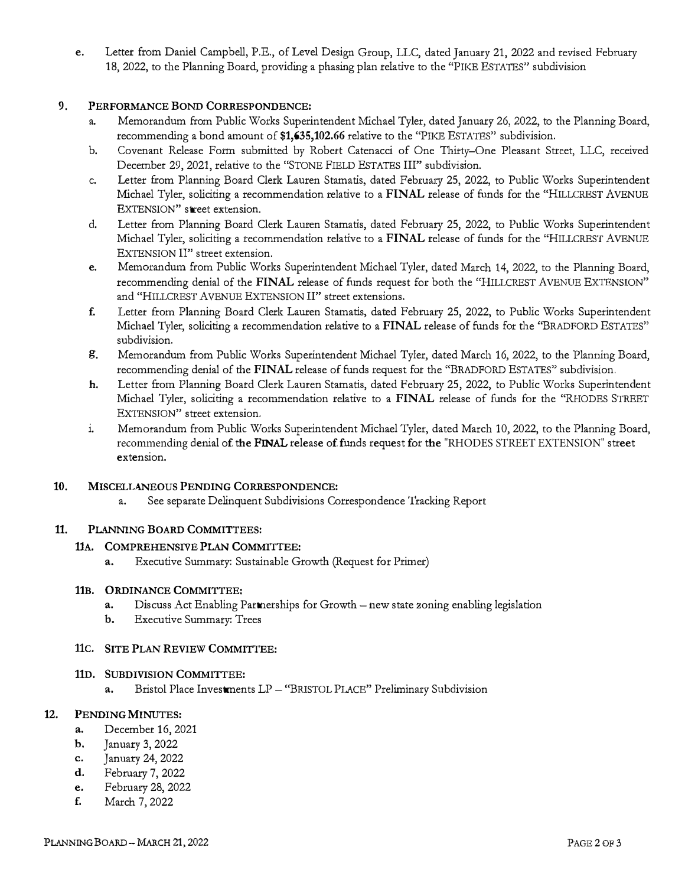e. Letter from Daniel Campbell, P.E., of Level Design Group, LLC, dated January 21, 2022 and revised February 18, 2022, to the Planning Board, providing a phasing plan relative to the "PIKE ESTATES" subdivision

## 9. PERFORMANCE BOND CORRESPONDENCE:

a. Memorandum from Public Works Superintendent Michael Tyler, dated January 26, 2022, to the Planning Board, recommending a bond amount of **$1,635,102.66** relative to the "PIKE ESTATES" subdivision.

b. Covenant Release Form submitted by Robert Catenacci of One Thirty-One Pleasant Street, LLC, received December 29, 2021, relative to the "STONE FIELD ESTATES III" subdivision.

c. Letter from Planning Board Clerk Lauren Stamatis, dated February 25, 2022, to Public Works Superintendent Michael Tyler, soliciting a recommendation relative to a **FINAL** release of funds for the "HILLCREST AVENUE EXTENSION" street extension.

d. Letter from Planning Board Clerk Lauren Stamatis, dated February 25, 2022, to Public Works Superintendent Michael Tyler, soliciting a recommendation relative to a **FINAL** release of funds for the "HILLCREST AVENUE EXTENSION II" street extension.

e. Memorandum from Public Works Superintendent Michael Tyler, dated March 14, 2022, to the Planning Board, recommending denial of the **FINAL** release of funds request for both the "HILLCREST AVENUE EXTENSION" and "HILLCREST AVENUE EXTENSION II" street extensions.

f. Letter from Planning Board Clerk Lauren Stamatis, dated February 25, 2022, to Public Works Superintendent Michael Tyler, soliciting a recommendation relative to a **FINAL** release of funds for the "BRADFORD ESTATES" subdivision.

g. Memorandum from Public Works Superintendent Michael Tyler, dated March 16, 2022, to the Planning Board, recommending denial of the **FINAL** release of funds request for the "BRADFORD ESTATES" subdivision.

h. Letter from Planning Board Clerk Lauren Stamatis, dated February 25, 2022, to Public Works Superintendent Michael Tyler, soliciting a recommendation relative to a **FINAL** release of funds for the "RHODES STREET EXTENSION" street extension.

i. Memorandum from Public Works Superintendent Michael Tyler, dated March 10, 2022, to the Planning Board, recommending denial of the **FINAL** release of funds request for the "RHODES STREET EXTENSION" street extension.

## 10. MISCELLANEOUS PENDING CORRESPONDENCE:

a. See separate Delinquent Subdivisions Correspondence Tracking Report

## 11. PLANNING BOARD COMMITTEES:

### 11A. COMPREHENSIVE PLAN COMMITTEE:

a. Executive Summary: Sustainable Growth (Request for Primer)

### 11B. ORDINANCE COMMITTEE:

a. Discuss Act Enabling Partnerships for Growth – new state zoning enabling legislation

b. Executive Summary: Trees

### 11C. SITE PLAN REVIEW COMMITTEE:

### 11D. SUBDIVISION COMMITTEE:

a. Bristol Place Investments LP – "BRISTOL PLACE" Preliminary Subdivision

## 12. PENDING MINUTES:

a. December 16, 2021

b. January 3, 2022

c. January 24, 2022

d. February 7, 2022

e. February 28, 2022

f. March 7, 2022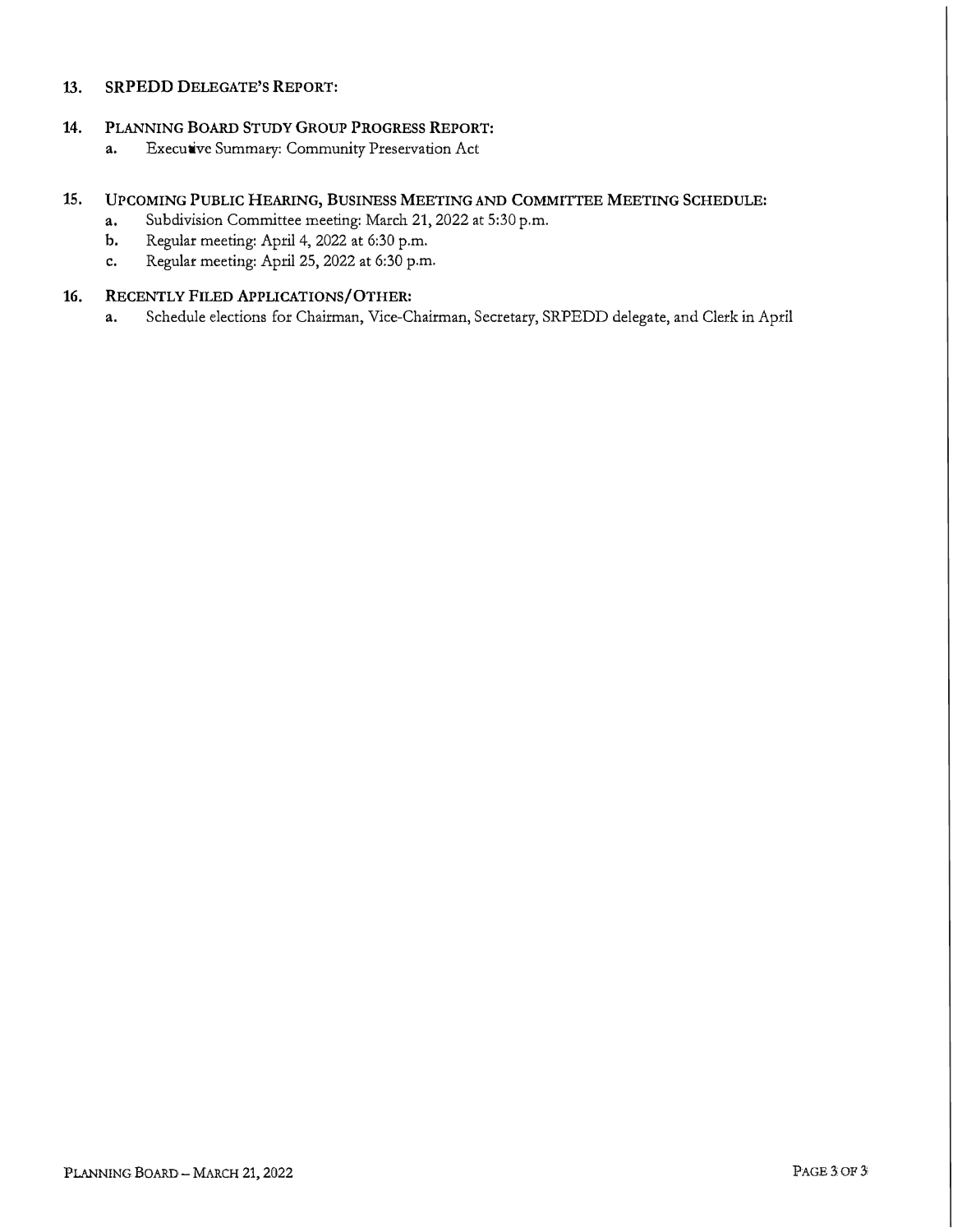## 13. SRPEDD Delegate's Report:

## 14. Planning Board Study Group Progress Report:

a. Executive Summary: Community Preservation Act

## 15. Upcoming Public Hearing, Business Meeting and Committee Meeting Schedule:

a. Subdivision Committee meeting: March 21, 2022 at 5:30 p.m.
b. Regular meeting: April 4, 2022 at 6:30 p.m.
c. Regular meeting: April 25, 2022 at 6:30 p.m.

## 16. Recently Filed Applications/Other:

a. Schedule elections for Chairman, Vice-Chairman, Secretary, SRPEDD delegate, and Clerk in April